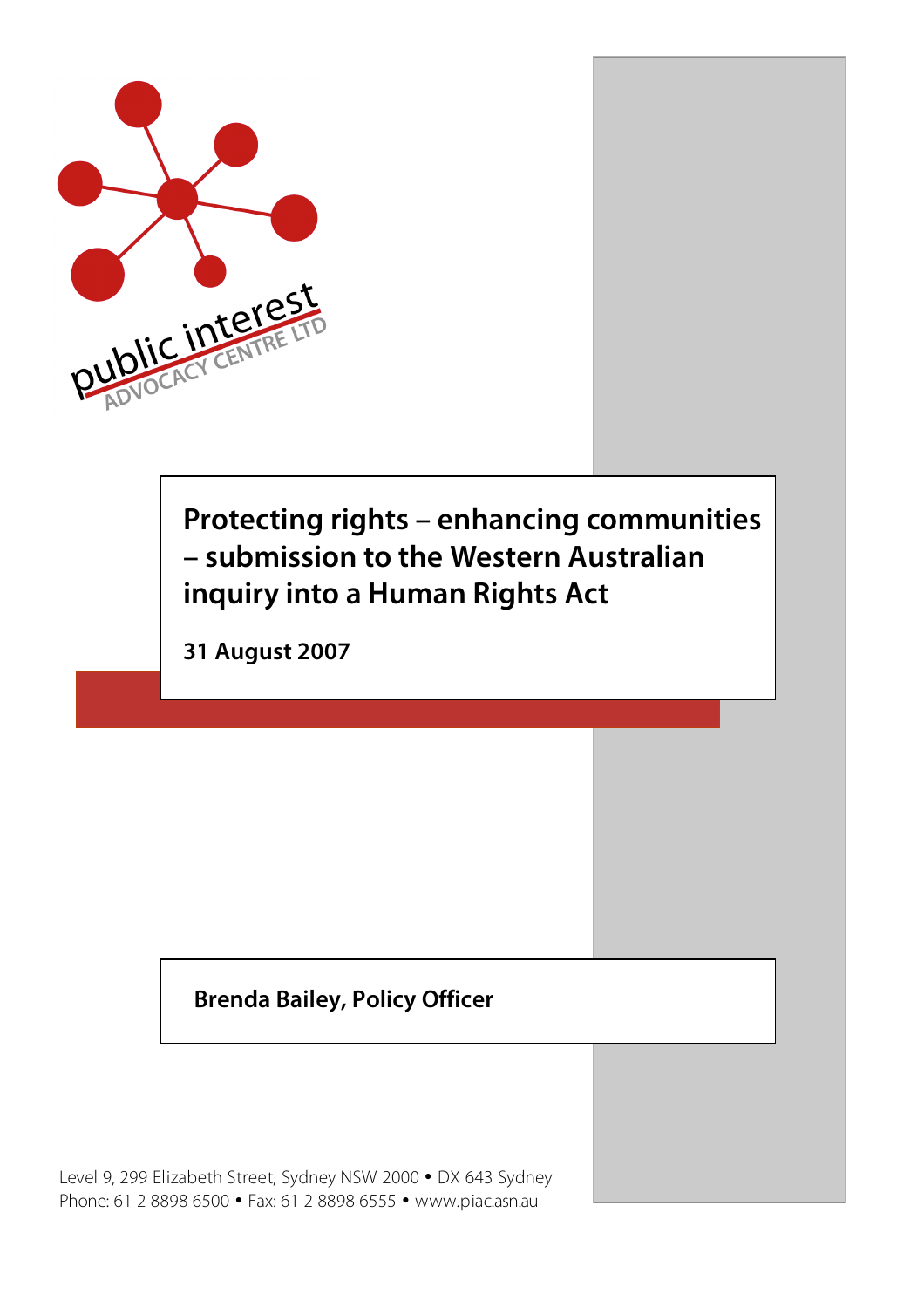public interest
ADVOCACY CENTRE LTD

# Protecting rights – enhancing communities – submission to the Western Australian inquiry into a Human Rights Act

**31 August 2007**

**Brenda Bailey, Policy Officer**

Level 9, 299 Elizabeth Street, Sydney NSW 2000 • DX 643 Sydney
Phone: 61 2 8898 6500 • Fax: 61 2 8898 6555 • www.piac.asn.au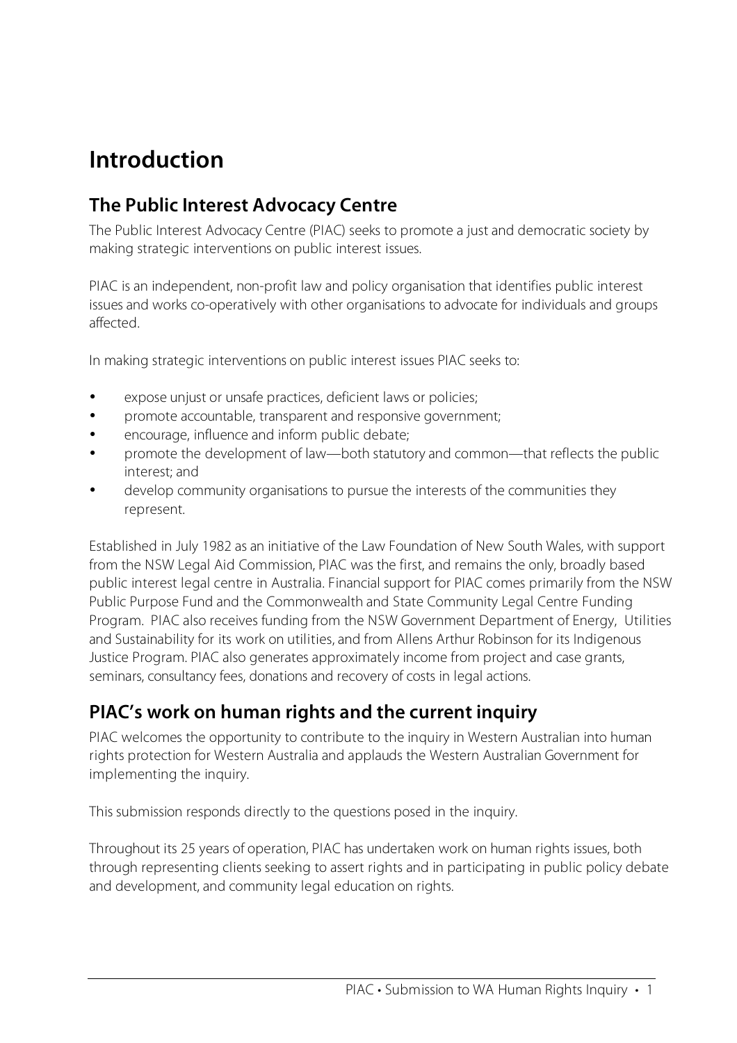# Introduction

## The Public Interest Advocacy Centre

The Public Interest Advocacy Centre (PIAC) seeks to promote a just and democratic society by making strategic interventions on public interest issues.

PIAC is an independent, non-profit law and policy organisation that identifies public interest issues and works co-operatively with other organisations to advocate for individuals and groups affected.

In making strategic interventions on public interest issues PIAC seeks to:

- expose unjust or unsafe practices, deficient laws or policies;
- promote accountable, transparent and responsive government;
- encourage, influence and inform public debate;
- promote the development of law—both statutory and common—that reflects the public interest; and
- develop community organisations to pursue the interests of the communities they represent.

Established in July 1982 as an initiative of the Law Foundation of New South Wales, with support from the NSW Legal Aid Commission, PIAC was the first, and remains the only, broadly based public interest legal centre in Australia. Financial support for PIAC comes primarily from the NSW Public Purpose Fund and the Commonwealth and State Community Legal Centre Funding Program. PIAC also receives funding from the NSW Government Department of Energy, Utilities and Sustainability for its work on utilities, and from Allens Arthur Robinson for its Indigenous Justice Program. PIAC also generates approximately income from project and case grants, seminars, consultancy fees, donations and recovery of costs in legal actions.

## PIAC's work on human rights and the current inquiry

PIAC welcomes the opportunity to contribute to the inquiry in Western Australian into human rights protection for Western Australia and applauds the Western Australian Government for implementing the inquiry.

This submission responds directly to the questions posed in the inquiry.

Throughout its 25 years of operation, PIAC has undertaken work on human rights issues, both through representing clients seeking to assert rights and in participating in public policy debate and development, and community legal education on rights.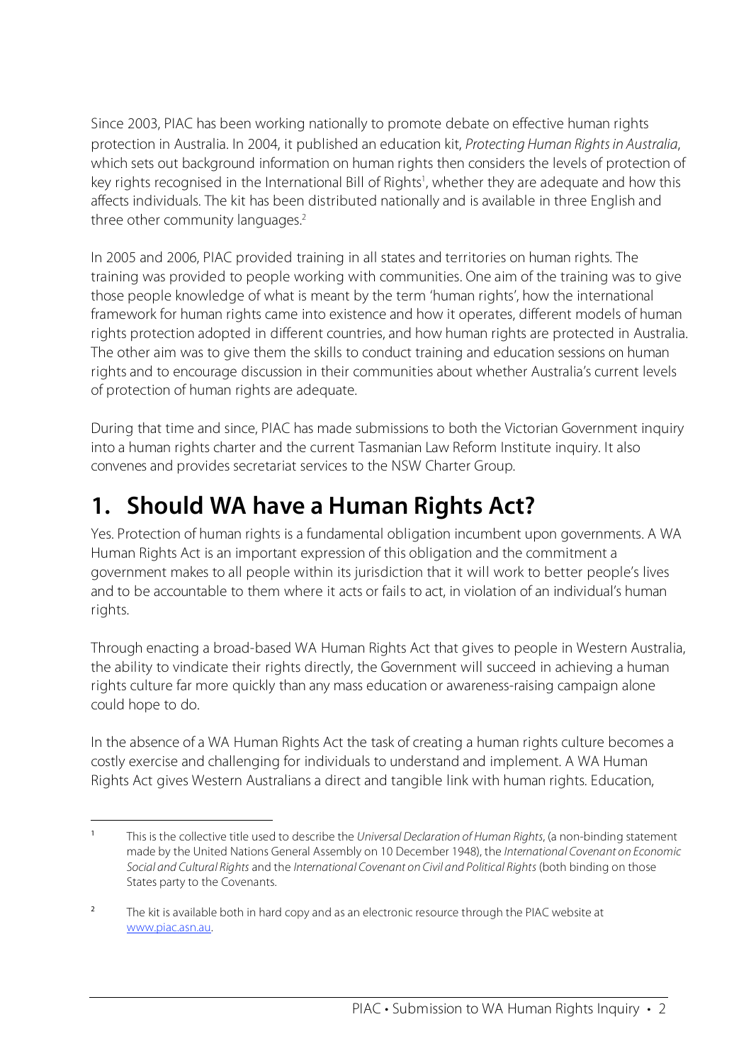Since 2003, PIAC has been working nationally to promote debate on effective human rights protection in Australia. In 2004, it published an education kit, *Protecting Human Rights in Australia*, which sets out background information on human rights then considers the levels of protection of key rights recognised in the International Bill of Rights[1], whether they are adequate and how this affects individuals. The kit has been distributed nationally and is available in three English and three other community languages.[2]

In 2005 and 2006, PIAC provided training in all states and territories on human rights. The training was provided to people working with communities. One aim of the training was to give those people knowledge of what is meant by the term 'human rights', how the international framework for human rights came into existence and how it operates, different models of human rights protection adopted in different countries, and how human rights are protected in Australia. The other aim was to give them the skills to conduct training and education sessions on human rights and to encourage discussion in their communities about whether Australia's current levels of protection of human rights are adequate.

During that time and since, PIAC has made submissions to both the Victorian Government inquiry into a human rights charter and the current Tasmanian Law Reform Institute inquiry. It also convenes and provides secretariat services to the NSW Charter Group.

# 1. Should WA have a Human Rights Act?

Yes. Protection of human rights is a fundamental obligation incumbent upon governments. A WA Human Rights Act is an important expression of this obligation and the commitment a government makes to all people within its jurisdiction that it will work to better people's lives and to be accountable to them where it acts or fails to act, in violation of an individual's human rights.

Through enacting a broad-based WA Human Rights Act that gives to people in Western Australia, the ability to vindicate their rights directly, the Government will succeed in achieving a human rights culture far more quickly than any mass education or awareness-raising campaign alone could hope to do.

In the absence of a WA Human Rights Act the task of creating a human rights culture becomes a costly exercise and challenging for individuals to understand and implement. A WA Human Rights Act gives Western Australians a direct and tangible link with human rights. Education,

---

[1] This is the collective title used to describe the *Universal Declaration of Human Rights*, (a non-binding statement made by the United Nations General Assembly on 10 December 1948), the *International Covenant on Economic Social and Cultural Rights* and the *International Covenant on Civil and Political Rights* (both binding on those States party to the Covenants.

[2] The kit is available both in hard copy and as an electronic resource through the PIAC website at www.piac.asn.au.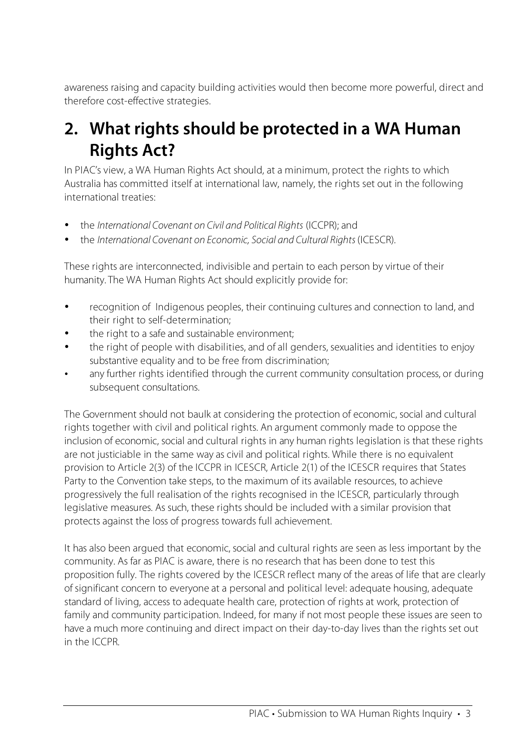awareness raising and capacity building activities would then become more powerful, direct and therefore cost-effective strategies.

## 2. What rights should be protected in a WA Human Rights Act?

In PIAC's view, a WA Human Rights Act should, at a minimum, protect the rights to which Australia has committed itself at international law, namely, the rights set out in the following international treaties:

- the *International Covenant on Civil and Political Rights* (ICCPR); and
- the *International Covenant on Economic, Social and Cultural Rights* (ICESCR).

These rights are interconnected, indivisible and pertain to each person by virtue of their humanity. The WA Human Rights Act should explicitly provide for:

- recognition of Indigenous peoples, their continuing cultures and connection to land, and their right to self-determination;
- the right to a safe and sustainable environment;
- the right of people with disabilities, and of all genders, sexualities and identities to enjoy substantive equality and to be free from discrimination;
- any further rights identified through the current community consultation process, or during subsequent consultations.

The Government should not baulk at considering the protection of economic, social and cultural rights together with civil and political rights. An argument commonly made to oppose the inclusion of economic, social and cultural rights in any human rights legislation is that these rights are not justiciable in the same way as civil and political rights. While there is no equivalent provision to Article 2(3) of the ICCPR in ICESCR, Article 2(1) of the ICESCR requires that States Party to the Convention take steps, to the maximum of its available resources, to achieve progressively the full realisation of the rights recognised in the ICESCR, particularly through legislative measures. As such, these rights should be included with a similar provision that protects against the loss of progress towards full achievement.

It has also been argued that economic, social and cultural rights are seen as less important by the community. As far as PIAC is aware, there is no research that has been done to test this proposition fully. The rights covered by the ICESCR reflect many of the areas of life that are clearly of significant concern to everyone at a personal and political level: adequate housing, adequate standard of living, access to adequate health care, protection of rights at work, protection of family and community participation. Indeed, for many if not most people these issues are seen to have a much more continuing and direct impact on their day-to-day lives than the rights set out in the ICCPR.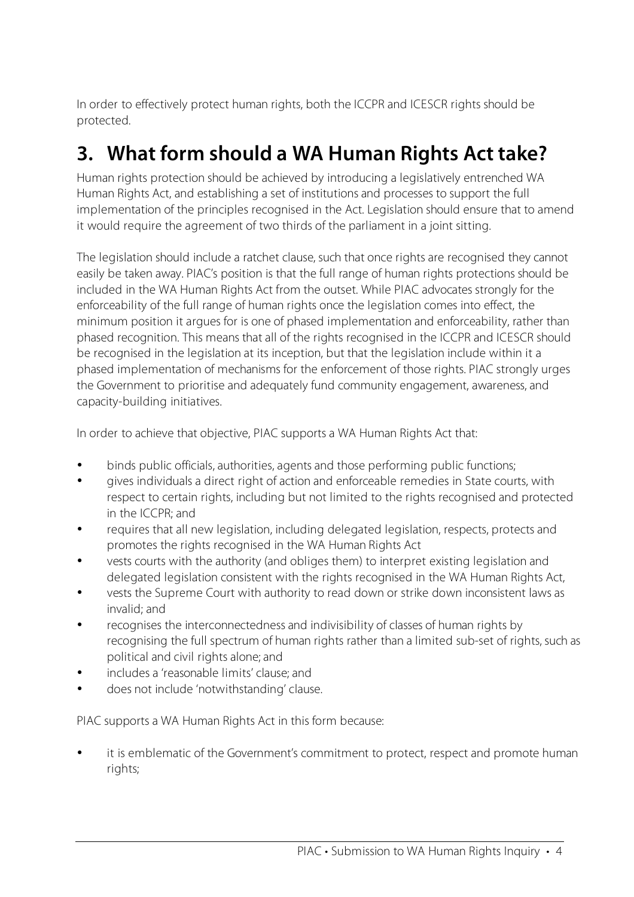In order to effectively protect human rights, both the ICCPR and ICESCR rights should be protected.

# 3. What form should a WA Human Rights Act take?

Human rights protection should be achieved by introducing a legislatively entrenched WA Human Rights Act, and establishing a set of institutions and processes to support the full implementation of the principles recognised in the Act. Legislation should ensure that to amend it would require the agreement of two thirds of the parliament in a joint sitting.

The legislation should include a ratchet clause, such that once rights are recognised they cannot easily be taken away. PIAC's position is that the full range of human rights protections should be included in the WA Human Rights Act from the outset. While PIAC advocates strongly for the enforceability of the full range of human rights once the legislation comes into effect, the minimum position it argues for is one of phased implementation and enforceability, rather than phased recognition. This means that all of the rights recognised in the ICCPR and ICESCR should be recognised in the legislation at its inception, but that the legislation include within it a phased implementation of mechanisms for the enforcement of those rights. PIAC strongly urges the Government to prioritise and adequately fund community engagement, awareness, and capacity-building initiatives.

In order to achieve that objective, PIAC supports a WA Human Rights Act that:

- binds public officials, authorities, agents and those performing public functions;
- gives individuals a direct right of action and enforceable remedies in State courts, with respect to certain rights, including but not limited to the rights recognised and protected in the ICCPR; and
- requires that all new legislation, including delegated legislation, respects, protects and promotes the rights recognised in the WA Human Rights Act
- vests courts with the authority (and obliges them) to interpret existing legislation and delegated legislation consistent with the rights recognised in the WA Human Rights Act,
- vests the Supreme Court with authority to read down or strike down inconsistent laws as invalid; and
- recognises the interconnectedness and indivisibility of classes of human rights by recognising the full spectrum of human rights rather than a limited sub-set of rights, such as political and civil rights alone; and
- includes a 'reasonable limits' clause; and
- does not include 'notwithstanding' clause.

PIAC supports a WA Human Rights Act in this form because:

- it is emblematic of the Government's commitment to protect, respect and promote human rights;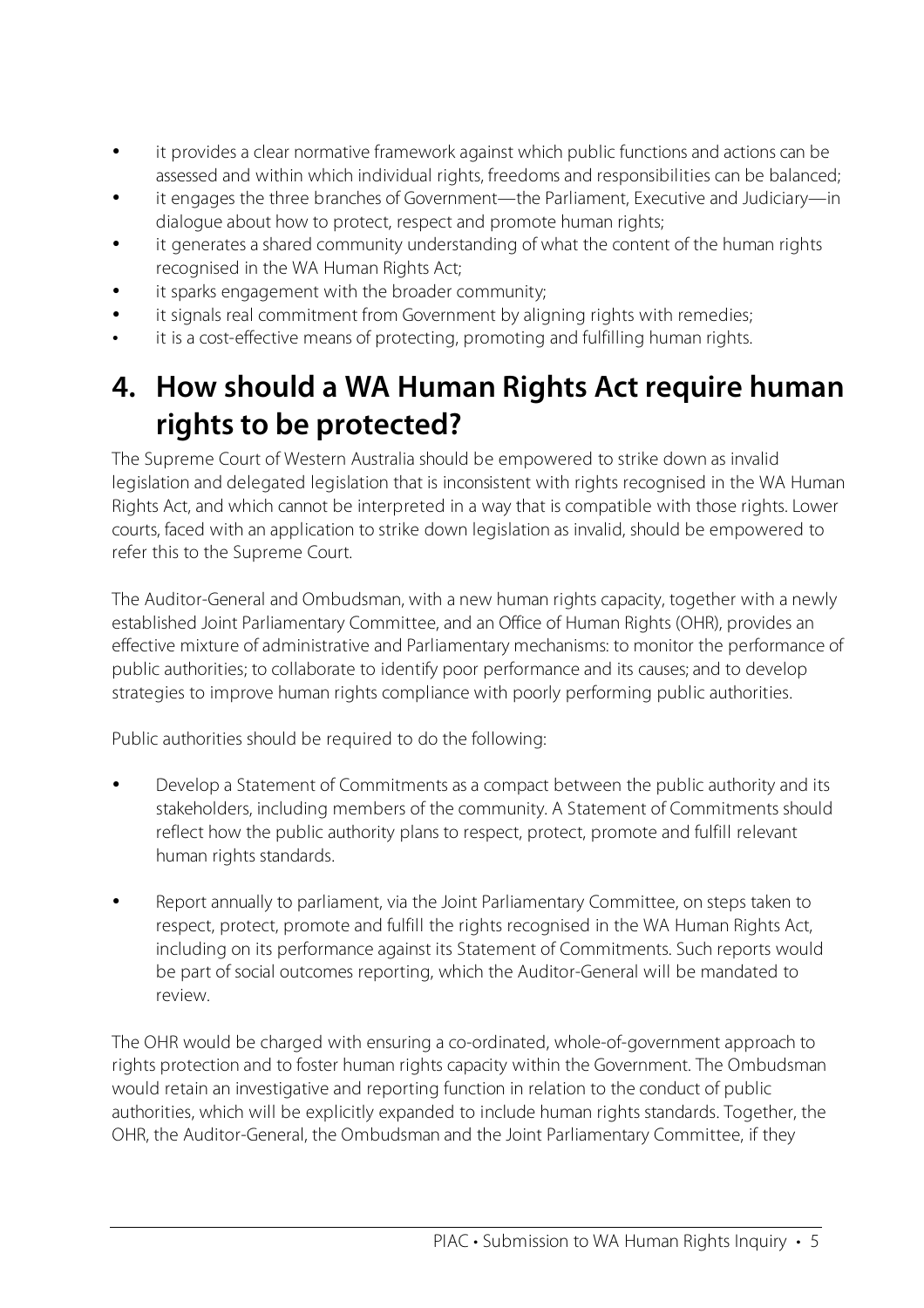- it provides a clear normative framework against which public functions and actions can be assessed and within which individual rights, freedoms and responsibilities can be balanced;
- it engages the three branches of Government—the Parliament, Executive and Judiciary—in dialogue about how to protect, respect and promote human rights;
- it generates a shared community understanding of what the content of the human rights recognised in the WA Human Rights Act;
- it sparks engagement with the broader community;
- it signals real commitment from Government by aligning rights with remedies;
- it is a cost-effective means of protecting, promoting and fulfilling human rights.

# 4. How should a WA Human Rights Act require human rights to be protected?

The Supreme Court of Western Australia should be empowered to strike down as invalid legislation and delegated legislation that is inconsistent with rights recognised in the WA Human Rights Act, and which cannot be interpreted in a way that is compatible with those rights. Lower courts, faced with an application to strike down legislation as invalid, should be empowered to refer this to the Supreme Court.

The Auditor-General and Ombudsman, with a new human rights capacity, together with a newly established Joint Parliamentary Committee, and an Office of Human Rights (OHR), provides an effective mixture of administrative and Parliamentary mechanisms: to monitor the performance of public authorities; to collaborate to identify poor performance and its causes; and to develop strategies to improve human rights compliance with poorly performing public authorities.

Public authorities should be required to do the following:

- Develop a Statement of Commitments as a compact between the public authority and its stakeholders, including members of the community. A Statement of Commitments should reflect how the public authority plans to respect, protect, promote and fulfill relevant human rights standards.

- Report annually to parliament, via the Joint Parliamentary Committee, on steps taken to respect, protect, promote and fulfill the rights recognised in the WA Human Rights Act, including on its performance against its Statement of Commitments. Such reports would be part of social outcomes reporting, which the Auditor-General will be mandated to review.

The OHR would be charged with ensuring a co-ordinated, whole-of-government approach to rights protection and to foster human rights capacity within the Government. The Ombudsman would retain an investigative and reporting function in relation to the conduct of public authorities, which will be explicitly expanded to include human rights standards. Together, the OHR, the Auditor-General, the Ombudsman and the Joint Parliamentary Committee, if they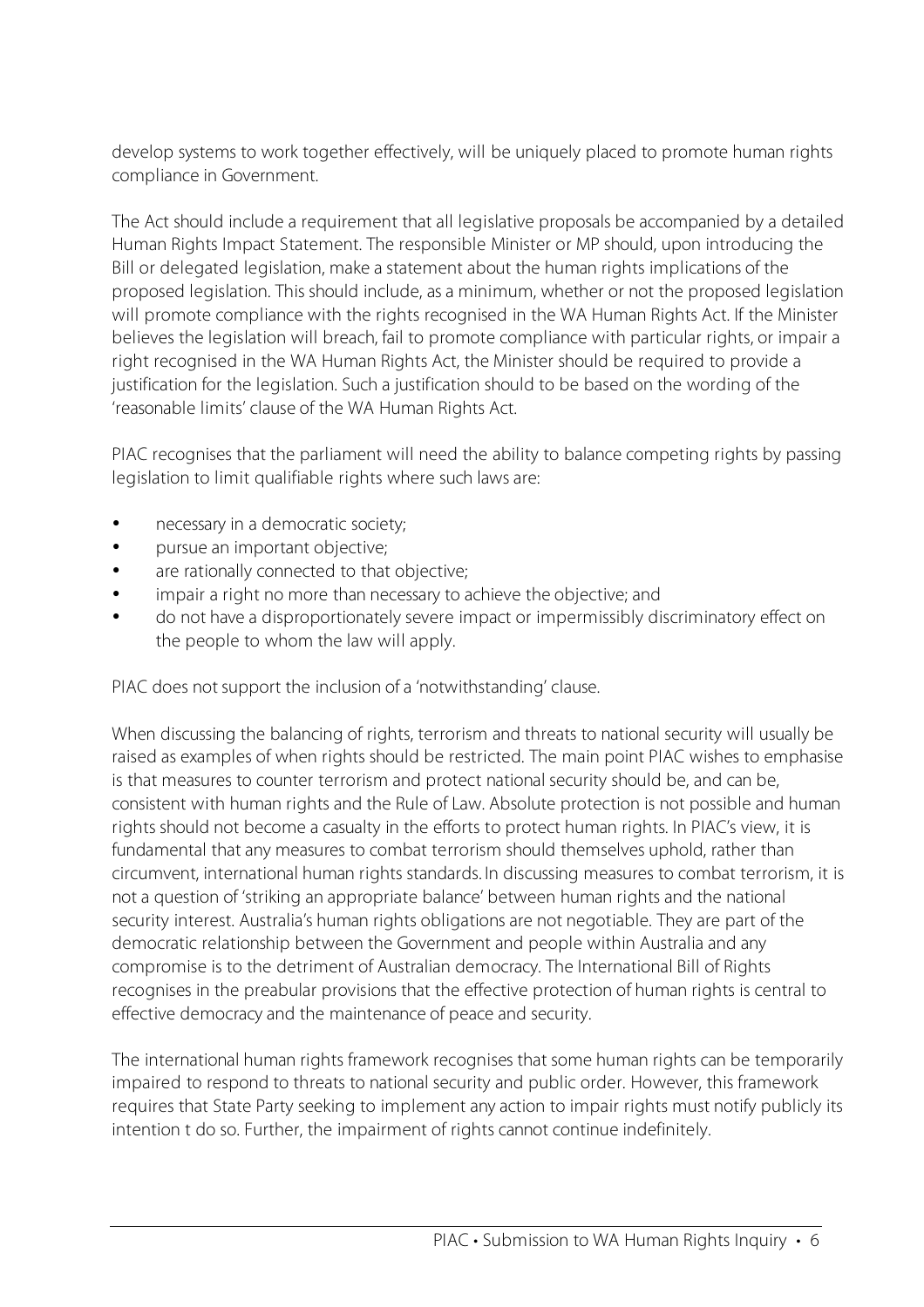develop systems to work together effectively, will be uniquely placed to promote human rights compliance in Government.

The Act should include a requirement that all legislative proposals be accompanied by a detailed Human Rights Impact Statement. The responsible Minister or MP should, upon introducing the Bill or delegated legislation, make a statement about the human rights implications of the proposed legislation. This should include, as a minimum, whether or not the proposed legislation will promote compliance with the rights recognised in the WA Human Rights Act. If the Minister believes the legislation will breach, fail to promote compliance with particular rights, or impair a right recognised in the WA Human Rights Act, the Minister should be required to provide a justification for the legislation. Such a justification should to be based on the wording of the 'reasonable limits' clause of the WA Human Rights Act.

PIAC recognises that the parliament will need the ability to balance competing rights by passing legislation to limit qualifiable rights where such laws are:

- necessary in a democratic society;
- pursue an important objective;
- are rationally connected to that objective;
- impair a right no more than necessary to achieve the objective; and
- do not have a disproportionately severe impact or impermissibly discriminatory effect on the people to whom the law will apply.

PIAC does not support the inclusion of a 'notwithstanding' clause.

When discussing the balancing of rights, terrorism and threats to national security will usually be raised as examples of when rights should be restricted. The main point PIAC wishes to emphasise is that measures to counter terrorism and protect national security should be, and can be, consistent with human rights and the Rule of Law. Absolute protection is not possible and human rights should not become a casualty in the efforts to protect human rights. In PIAC's view, it is fundamental that any measures to combat terrorism should themselves uphold, rather than circumvent, international human rights standards. In discussing measures to combat terrorism, it is not a question of 'striking an appropriate balance' between human rights and the national security interest. Australia's human rights obligations are not negotiable. They are part of the democratic relationship between the Government and people within Australia and any compromise is to the detriment of Australian democracy. The International Bill of Rights recognises in the preabular provisions that the effective protection of human rights is central to effective democracy and the maintenance of peace and security.

The international human rights framework recognises that some human rights can be temporarily impaired to respond to threats to national security and public order. However, this framework requires that State Party seeking to implement any action to impair rights must notify publicly its intention t do so. Further, the impairment of rights cannot continue indefinitely.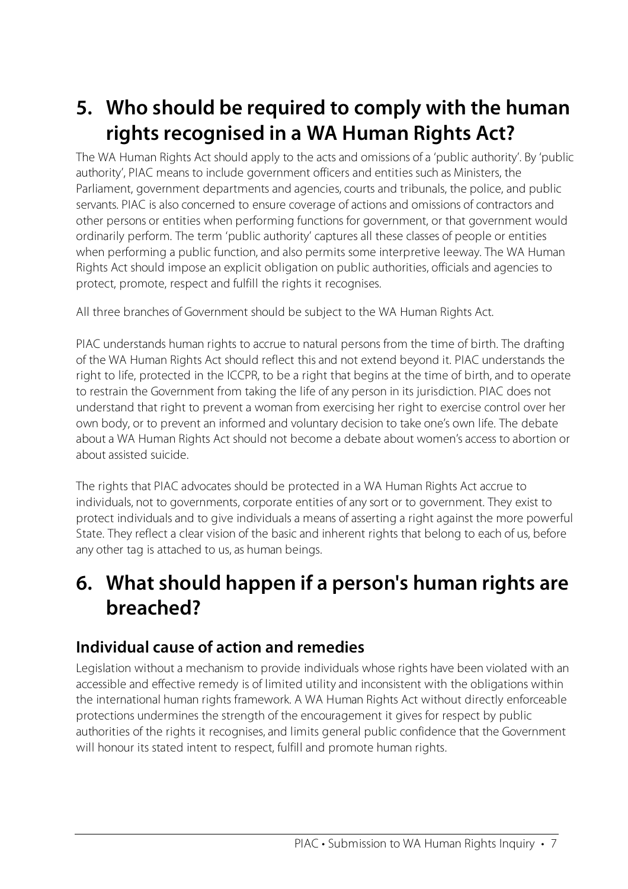# 5. Who should be required to comply with the human rights recognised in a WA Human Rights Act?

The WA Human Rights Act should apply to the acts and omissions of a 'public authority'. By 'public authority', PIAC means to include government officers and entities such as Ministers, the Parliament, government departments and agencies, courts and tribunals, the police, and public servants. PIAC is also concerned to ensure coverage of actions and omissions of contractors and other persons or entities when performing functions for government, or that government would ordinarily perform. The term 'public authority' captures all these classes of people or entities when performing a public function, and also permits some interpretive leeway. The WA Human Rights Act should impose an explicit obligation on public authorities, officials and agencies to protect, promote, respect and fulfill the rights it recognises.

All three branches of Government should be subject to the WA Human Rights Act.

PIAC understands human rights to accrue to natural persons from the time of birth. The drafting of the WA Human Rights Act should reflect this and not extend beyond it. PIAC understands the right to life, protected in the ICCPR, to be a right that begins at the time of birth, and to operate to restrain the Government from taking the life of any person in its jurisdiction. PIAC does not understand that right to prevent a woman from exercising her right to exercise control over her own body, or to prevent an informed and voluntary decision to take one's own life. The debate about a WA Human Rights Act should not become a debate about women's access to abortion or about assisted suicide.

The rights that PIAC advocates should be protected in a WA Human Rights Act accrue to individuals, not to governments, corporate entities of any sort or to government. They exist to protect individuals and to give individuals a means of asserting a right against the more powerful State. They reflect a clear vision of the basic and inherent rights that belong to each of us, before any other tag is attached to us, as human beings.

# 6. What should happen if a person's human rights are breached?

## Individual cause of action and remedies

Legislation without a mechanism to provide individuals whose rights have been violated with an accessible and effective remedy is of limited utility and inconsistent with the obligations within the international human rights framework. A WA Human Rights Act without directly enforceable protections undermines the strength of the encouragement it gives for respect by public authorities of the rights it recognises, and limits general public confidence that the Government will honour its stated intent to respect, fulfill and promote human rights.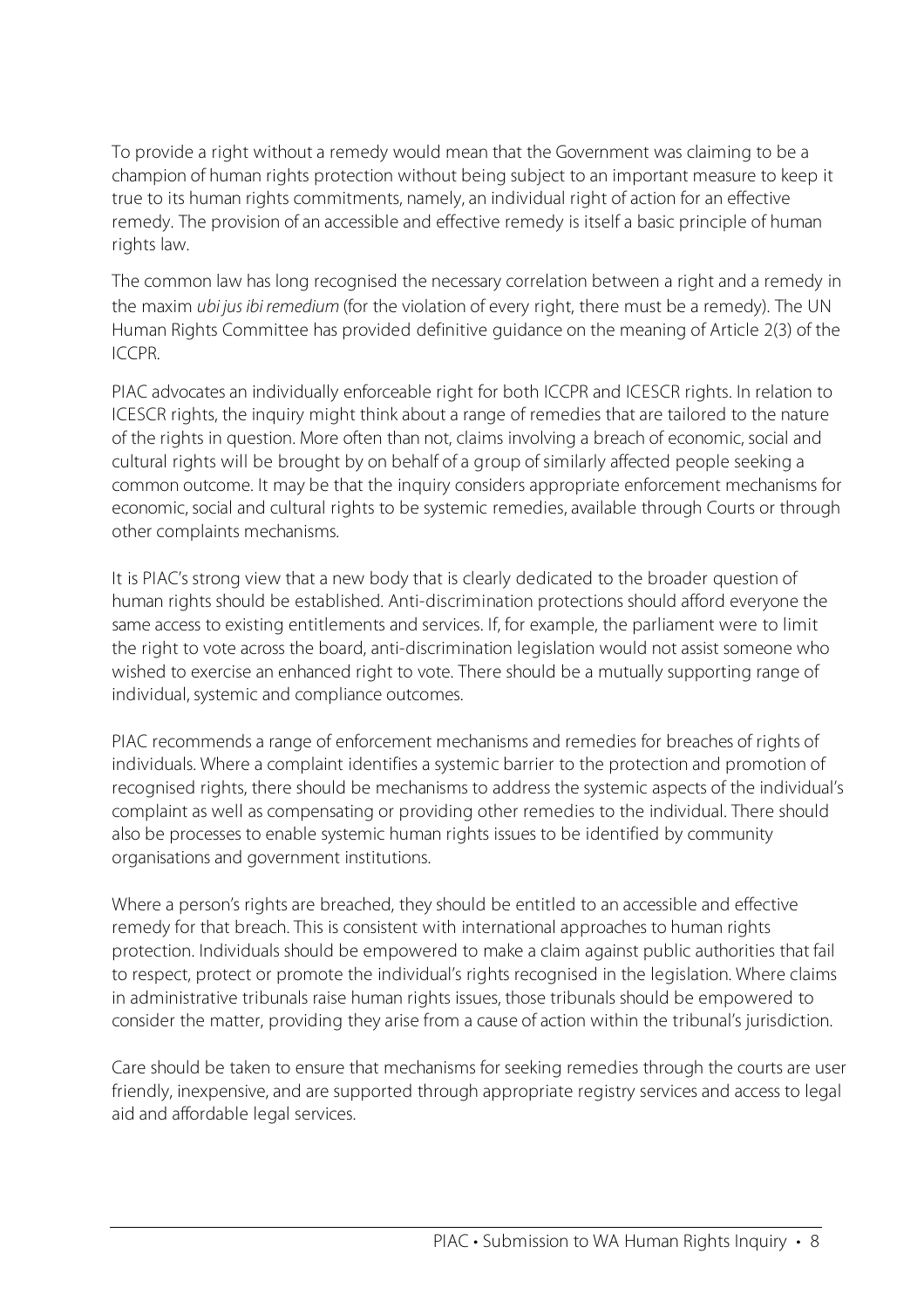To provide a right without a remedy would mean that the Government was claiming to be a champion of human rights protection without being subject to an important measure to keep it true to its human rights commitments, namely, an individual right of action for an effective remedy. The provision of an accessible and effective remedy is itself a basic principle of human rights law.

The common law has long recognised the necessary correlation between a right and a remedy in the maxim *ubi jus ibi remedium* (for the violation of every right, there must be a remedy). The UN Human Rights Committee has provided definitive guidance on the meaning of Article 2(3) of the ICCPR.

PIAC advocates an individually enforceable right for both ICCPR and ICESCR rights. In relation to ICESCR rights, the inquiry might think about a range of remedies that are tailored to the nature of the rights in question. More often than not, claims involving a breach of economic, social and cultural rights will be brought by on behalf of a group of similarly affected people seeking a common outcome. It may be that the inquiry considers appropriate enforcement mechanisms for economic, social and cultural rights to be systemic remedies, available through Courts or through other complaints mechanisms.

It is PIAC's strong view that a new body that is clearly dedicated to the broader question of human rights should be established. Anti-discrimination protections should afford everyone the same access to existing entitlements and services. If, for example, the parliament were to limit the right to vote across the board, anti-discrimination legislation would not assist someone who wished to exercise an enhanced right to vote. There should be a mutually supporting range of individual, systemic and compliance outcomes.

PIAC recommends a range of enforcement mechanisms and remedies for breaches of rights of individuals. Where a complaint identifies a systemic barrier to the protection and promotion of recognised rights, there should be mechanisms to address the systemic aspects of the individual's complaint as well as compensating or providing other remedies to the individual. There should also be processes to enable systemic human rights issues to be identified by community organisations and government institutions.

Where a person's rights are breached, they should be entitled to an accessible and effective remedy for that breach. This is consistent with international approaches to human rights protection. Individuals should be empowered to make a claim against public authorities that fail to respect, protect or promote the individual's rights recognised in the legislation. Where claims in administrative tribunals raise human rights issues, those tribunals should be empowered to consider the matter, providing they arise from a cause of action within the tribunal's jurisdiction.

Care should be taken to ensure that mechanisms for seeking remedies through the courts are user friendly, inexpensive, and are supported through appropriate registry services and access to legal aid and affordable legal services.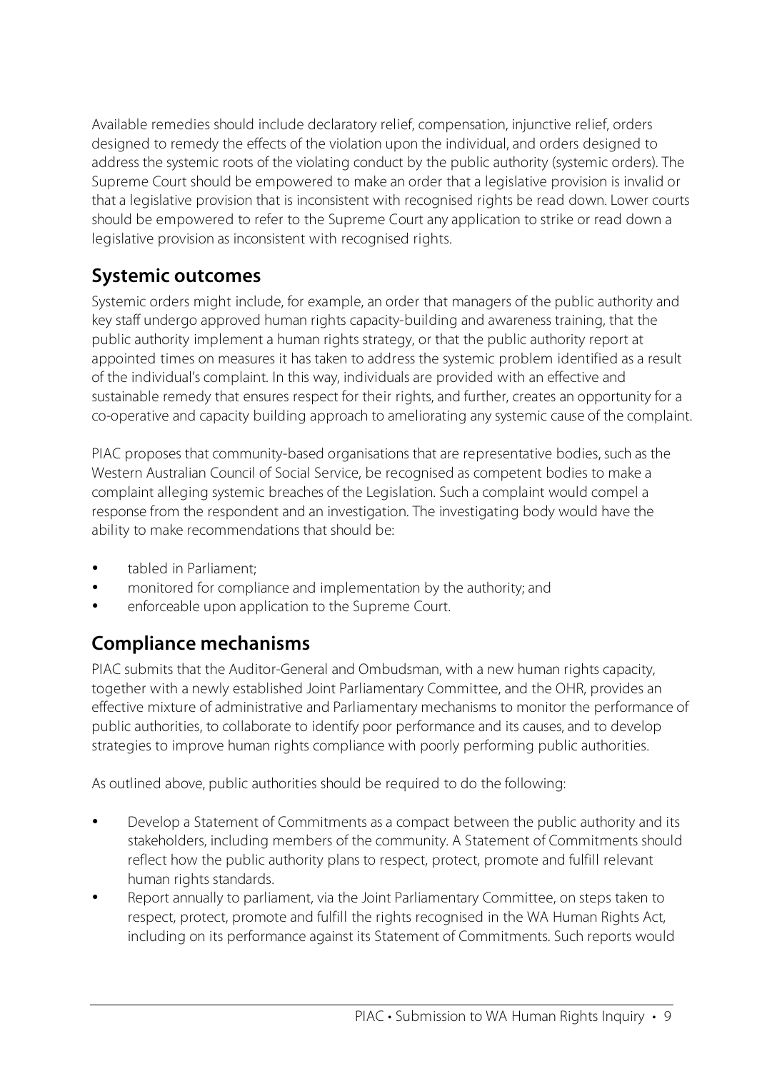Available remedies should include declaratory relief, compensation, injunctive relief, orders designed to remedy the effects of the violation upon the individual, and orders designed to address the systemic roots of the violating conduct by the public authority (systemic orders). The Supreme Court should be empowered to make an order that a legislative provision is invalid or that a legislative provision that is inconsistent with recognised rights be read down. Lower courts should be empowered to refer to the Supreme Court any application to strike or read down a legislative provision as inconsistent with recognised rights.

## Systemic outcomes

Systemic orders might include, for example, an order that managers of the public authority and key staff undergo approved human rights capacity-building and awareness training, that the public authority implement a human rights strategy, or that the public authority report at appointed times on measures it has taken to address the systemic problem identified as a result of the individual's complaint. In this way, individuals are provided with an effective and sustainable remedy that ensures respect for their rights, and further, creates an opportunity for a co-operative and capacity building approach to ameliorating any systemic cause of the complaint.

PIAC proposes that community-based organisations that are representative bodies, such as the Western Australian Council of Social Service, be recognised as competent bodies to make a complaint alleging systemic breaches of the Legislation. Such a complaint would compel a response from the respondent and an investigation. The investigating body would have the ability to make recommendations that should be:

- tabled in Parliament;
- monitored for compliance and implementation by the authority; and
- enforceable upon application to the Supreme Court.

## Compliance mechanisms

PIAC submits that the Auditor-General and Ombudsman, with a new human rights capacity, together with a newly established Joint Parliamentary Committee, and the OHR, provides an effective mixture of administrative and Parliamentary mechanisms to monitor the performance of public authorities, to collaborate to identify poor performance and its causes, and to develop strategies to improve human rights compliance with poorly performing public authorities.

As outlined above, public authorities should be required to do the following:

- Develop a Statement of Commitments as a compact between the public authority and its stakeholders, including members of the community. A Statement of Commitments should reflect how the public authority plans to respect, protect, promote and fulfill relevant human rights standards.
- Report annually to parliament, via the Joint Parliamentary Committee, on steps taken to respect, protect, promote and fulfill the rights recognised in the WA Human Rights Act, including on its performance against its Statement of Commitments. Such reports would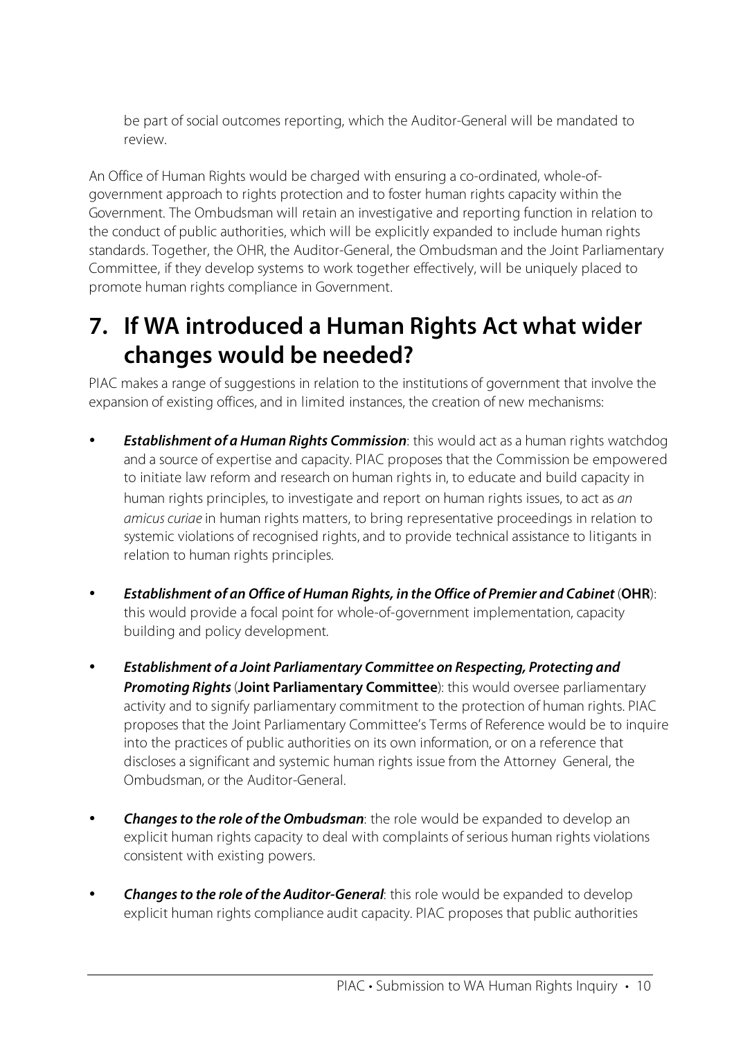be part of social outcomes reporting, which the Auditor-General will be mandated to review.

An Office of Human Rights would be charged with ensuring a co-ordinated, whole-of-government approach to rights protection and to foster human rights capacity within the Government. The Ombudsman will retain an investigative and reporting function in relation to the conduct of public authorities, which will be explicitly expanded to include human rights standards. Together, the OHR, the Auditor-General, the Ombudsman and the Joint Parliamentary Committee, if they develop systems to work together effectively, will be uniquely placed to promote human rights compliance in Government.

# 7. If WA introduced a Human Rights Act what wider changes would be needed?

PIAC makes a range of suggestions in relation to the institutions of government that involve the expansion of existing offices, and in limited instances, the creation of new mechanisms:

- ***Establishment of a Human Rights Commission***: this would act as a human rights watchdog and a source of expertise and capacity. PIAC proposes that the Commission be empowered to initiate law reform and research on human rights in, to educate and build capacity in human rights principles, to investigate and report on human rights issues, to act as *an amicus curiae* in human rights matters, to bring representative proceedings in relation to systemic violations of recognised rights, and to provide technical assistance to litigants in relation to human rights principles.

- ***Establishment of an Office of Human Rights, in the Office of Premier and Cabinet*** (**OHR**): this would provide a focal point for whole-of-government implementation, capacity building and policy development.

- ***Establishment of a Joint Parliamentary Committee on Respecting, Protecting and Promoting Rights*** (**Joint Parliamentary Committee**): this would oversee parliamentary activity and to signify parliamentary commitment to the protection of human rights. PIAC proposes that the Joint Parliamentary Committee's Terms of Reference would be to inquire into the practices of public authorities on its own information, or on a reference that discloses a significant and systemic human rights issue from the Attorney General, the Ombudsman, or the Auditor-General.

- ***Changes to the role of the Ombudsman***: the role would be expanded to develop an explicit human rights capacity to deal with complaints of serious human rights violations consistent with existing powers.

- ***Changes to the role of the Auditor-General***: this role would be expanded to develop explicit human rights compliance audit capacity. PIAC proposes that public authorities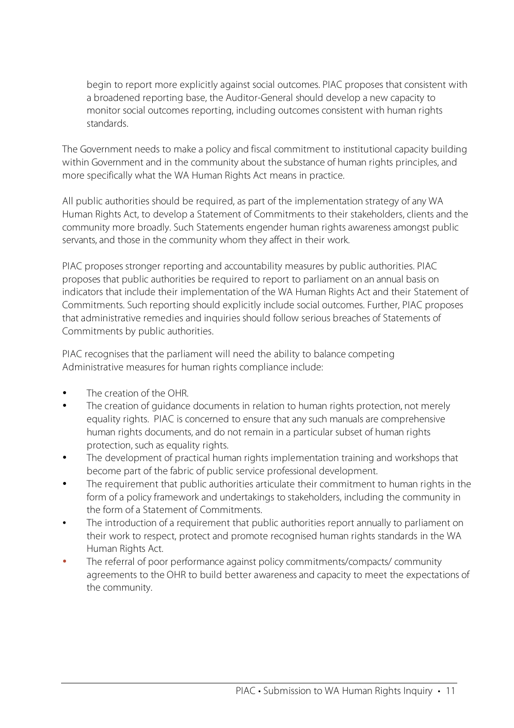begin to report more explicitly against social outcomes. PIAC proposes that consistent with a broadened reporting base, the Auditor-General should develop a new capacity to monitor social outcomes reporting, including outcomes consistent with human rights standards.

The Government needs to make a policy and fiscal commitment to institutional capacity building within Government and in the community about the substance of human rights principles, and more specifically what the WA Human Rights Act means in practice.

All public authorities should be required, as part of the implementation strategy of any WA Human Rights Act, to develop a Statement of Commitments to their stakeholders, clients and the community more broadly. Such Statements engender human rights awareness amongst public servants, and those in the community whom they affect in their work.

PIAC proposes stronger reporting and accountability measures by public authorities. PIAC proposes that public authorities be required to report to parliament on an annual basis on indicators that include their implementation of the WA Human Rights Act and their Statement of Commitments. Such reporting should explicitly include social outcomes. Further, PIAC proposes that administrative remedies and inquiries should follow serious breaches of Statements of Commitments by public authorities.

PIAC recognises that the parliament will need the ability to balance competing Administrative measures for human rights compliance include:

- The creation of the OHR.
- The creation of guidance documents in relation to human rights protection, not merely equality rights. PIAC is concerned to ensure that any such manuals are comprehensive human rights documents, and do not remain in a particular subset of human rights protection, such as equality rights.
- The development of practical human rights implementation training and workshops that become part of the fabric of public service professional development.
- The requirement that public authorities articulate their commitment to human rights in the form of a policy framework and undertakings to stakeholders, including the community in the form of a Statement of Commitments.
- The introduction of a requirement that public authorities report annually to parliament on their work to respect, protect and promote recognised human rights standards in the WA Human Rights Act.
- The referral of poor performance against policy commitments/compacts/ community agreements to the OHR to build better awareness and capacity to meet the expectations of the community.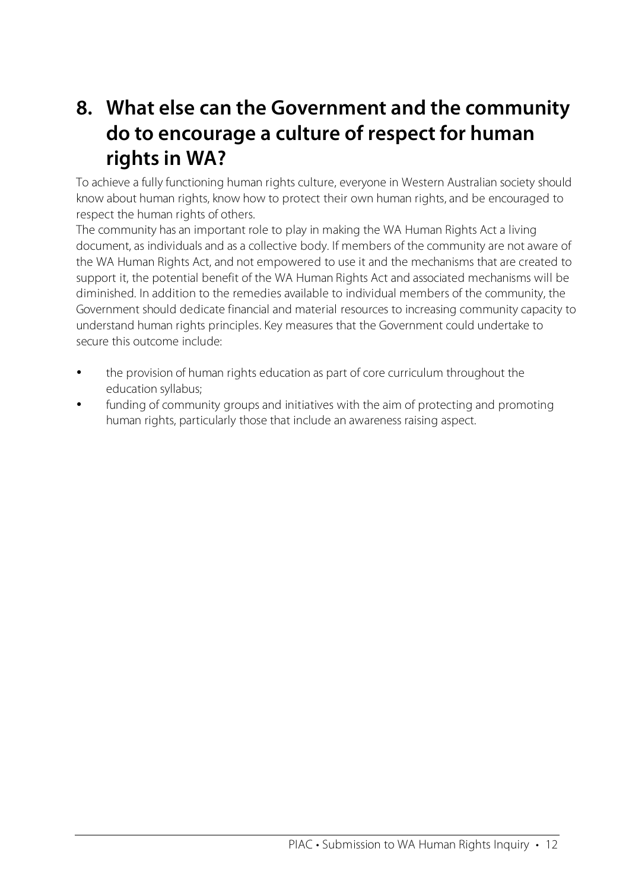## 8. What else can the Government and the community do to encourage a culture of respect for human rights in WA?

To achieve a fully functioning human rights culture, everyone in Western Australian society should know about human rights, know how to protect their own human rights, and be encouraged to respect the human rights of others.

The community has an important role to play in making the WA Human Rights Act a living document, as individuals and as a collective body. If members of the community are not aware of the WA Human Rights Act, and not empowered to use it and the mechanisms that are created to support it, the potential benefit of the WA Human Rights Act and associated mechanisms will be diminished. In addition to the remedies available to individual members of the community, the Government should dedicate financial and material resources to increasing community capacity to understand human rights principles. Key measures that the Government could undertake to secure this outcome include:

- the provision of human rights education as part of core curriculum throughout the education syllabus;
- funding of community groups and initiatives with the aim of protecting and promoting human rights, particularly those that include an awareness raising aspect.